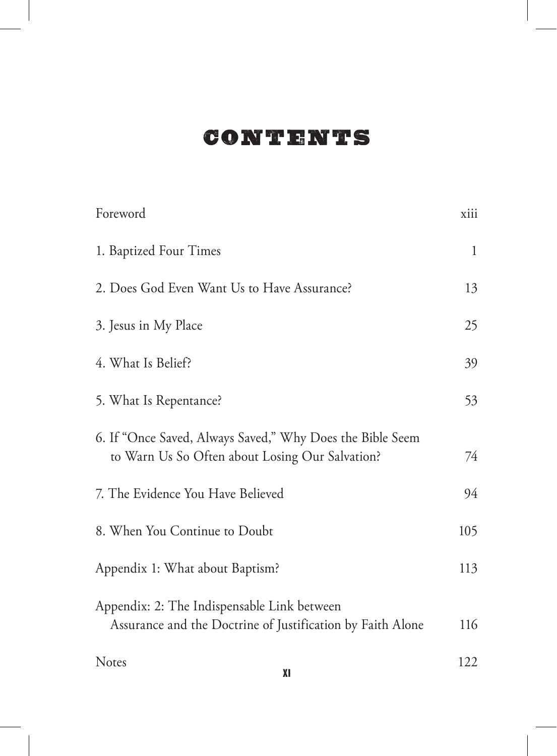# CONTENTS

| | |
|---|---|
| Foreword | xiii |
| 1. Baptized Four Times | 1 |
| 2. Does God Even Want Us to Have Assurance? | 13 |
| 3. Jesus in My Place | 25 |
| 4. What Is Belief? | 39 |
| 5. What Is Repentance? | 53 |
| 6. If "Once Saved, Always Saved," Why Does the Bible Seem to Warn Us So Often about Losing Our Salvation? | 74 |
| 7. The Evidence You Have Believed | 94 |
| 8. When You Continue to Doubt | 105 |
| Appendix 1: What about Baptism? | 113 |
| Appendix: 2: The Indispensable Link between Assurance and the Doctrine of Justification by Faith Alone | 116 |
| Notes | 122 |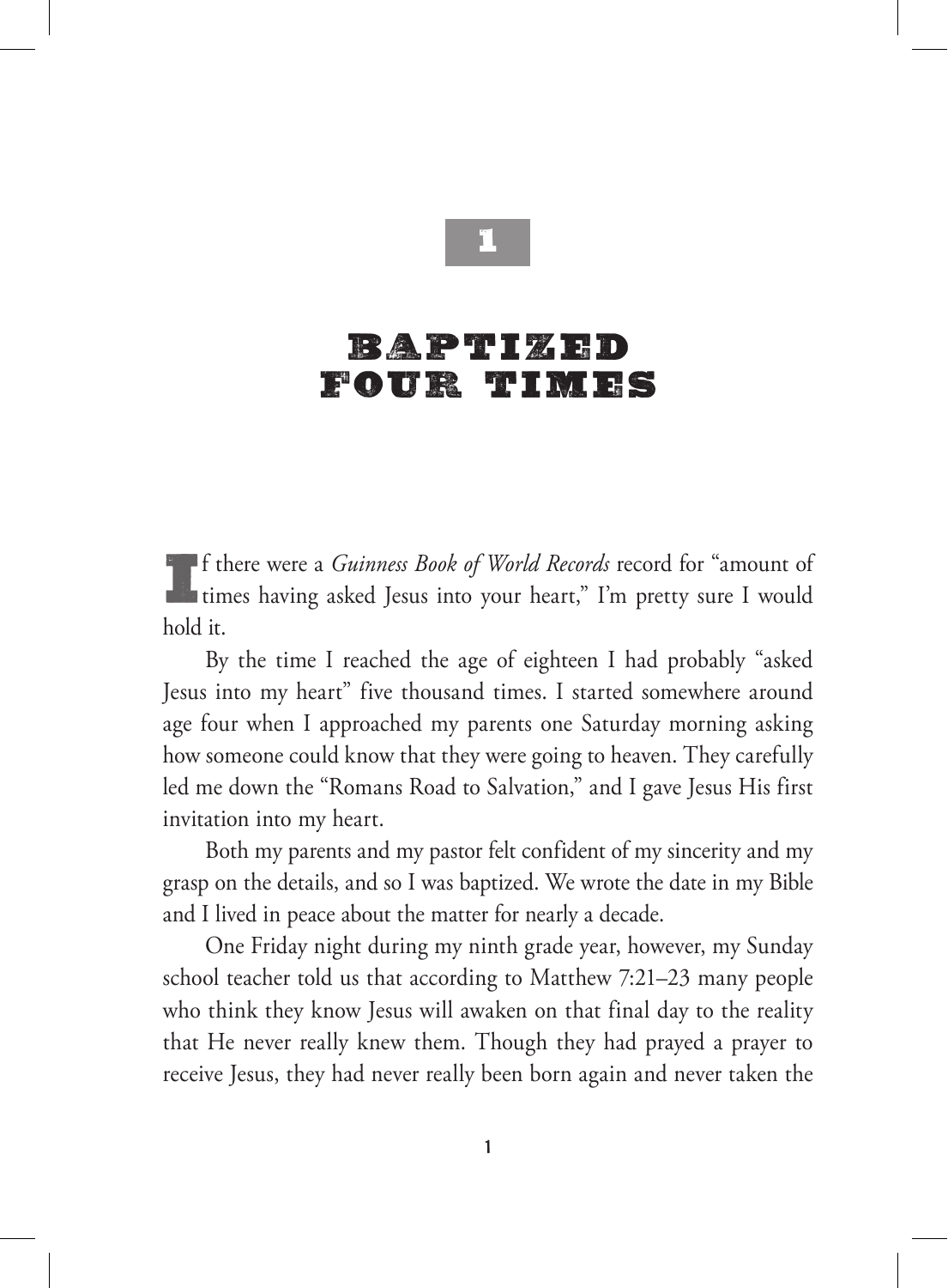# 1

# BAPTIZED FOUR TIMES

If there were a *Guinness Book of World Records* record for "amount of times having asked Jesus into your heart," I'm pretty sure I would hold it.

By the time I reached the age of eighteen I had probably "asked Jesus into my heart" five thousand times. I started somewhere around age four when I approached my parents one Saturday morning asking how someone could know that they were going to heaven. They carefully led me down the "Romans Road to Salvation," and I gave Jesus His first invitation into my heart.

Both my parents and my pastor felt confident of my sincerity and my grasp on the details, and so I was baptized. We wrote the date in my Bible and I lived in peace about the matter for nearly a decade.

One Friday night during my ninth grade year, however, my Sunday school teacher told us that according to Matthew 7:21–23 many people who think they know Jesus will awaken on that final day to the reality that He never really knew them. Though they had prayed a prayer to receive Jesus, they had never really been born again and never taken the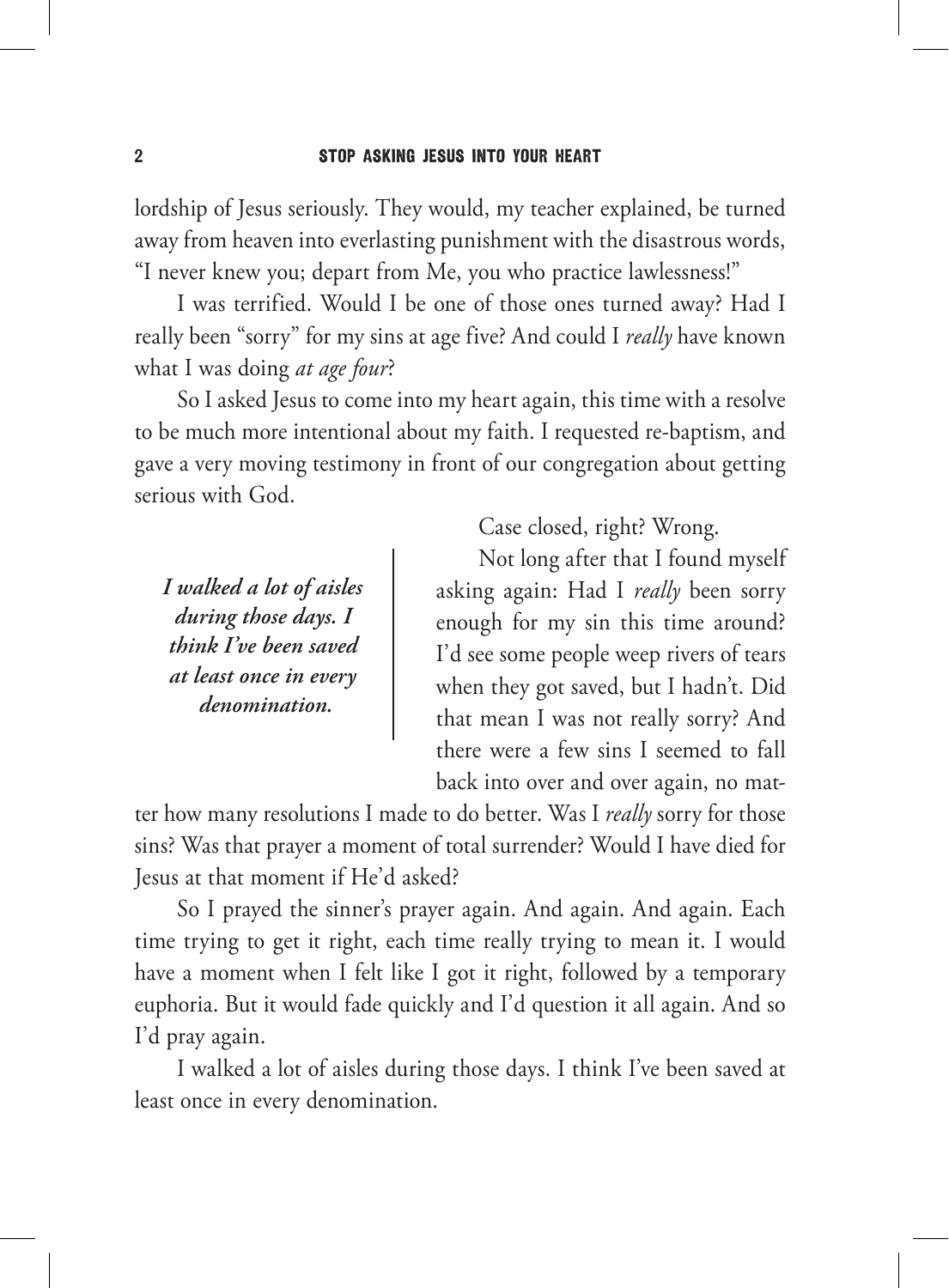lordship of Jesus seriously. They would, my teacher explained, be turned away from heaven into everlasting punishment with the disastrous words, "I never knew you; depart from Me, you who practice lawlessness!"

I was terrified. Would I be one of those ones turned away? Had I really been "sorry" for my sins at age five? And could I *really* have known what I was doing *at age four*?

So I asked Jesus to come into my heart again, this time with a resolve to be much more intentional about my faith. I requested re-baptism, and gave a very moving testimony in front of our congregation about getting serious with God.

Case closed, right? Wrong.

Not long after that I found myself asking again: Had I *really* been sorry enough for my sin this time around? I'd see some people weep rivers of tears when they got saved, but I hadn't. Did that mean I was not really sorry? And there were a few sins I seemed to fall back into over and over again, no matter how many resolutions I made to do better. Was I *really* sorry for those sins? Was that prayer a moment of total surrender? Would I have died for Jesus at that moment if He'd asked?

> ***I walked a lot of aisles during those days. I think I've been saved at least once in every denomination.***

So I prayed the sinner's prayer again. And again. And again. Each time trying to get it right, each time really trying to mean it. I would have a moment when I felt like I got it right, followed by a temporary euphoria. But it would fade quickly and I'd question it all again. And so I'd pray again.

I walked a lot of aisles during those days. I think I've been saved at least once in every denomination.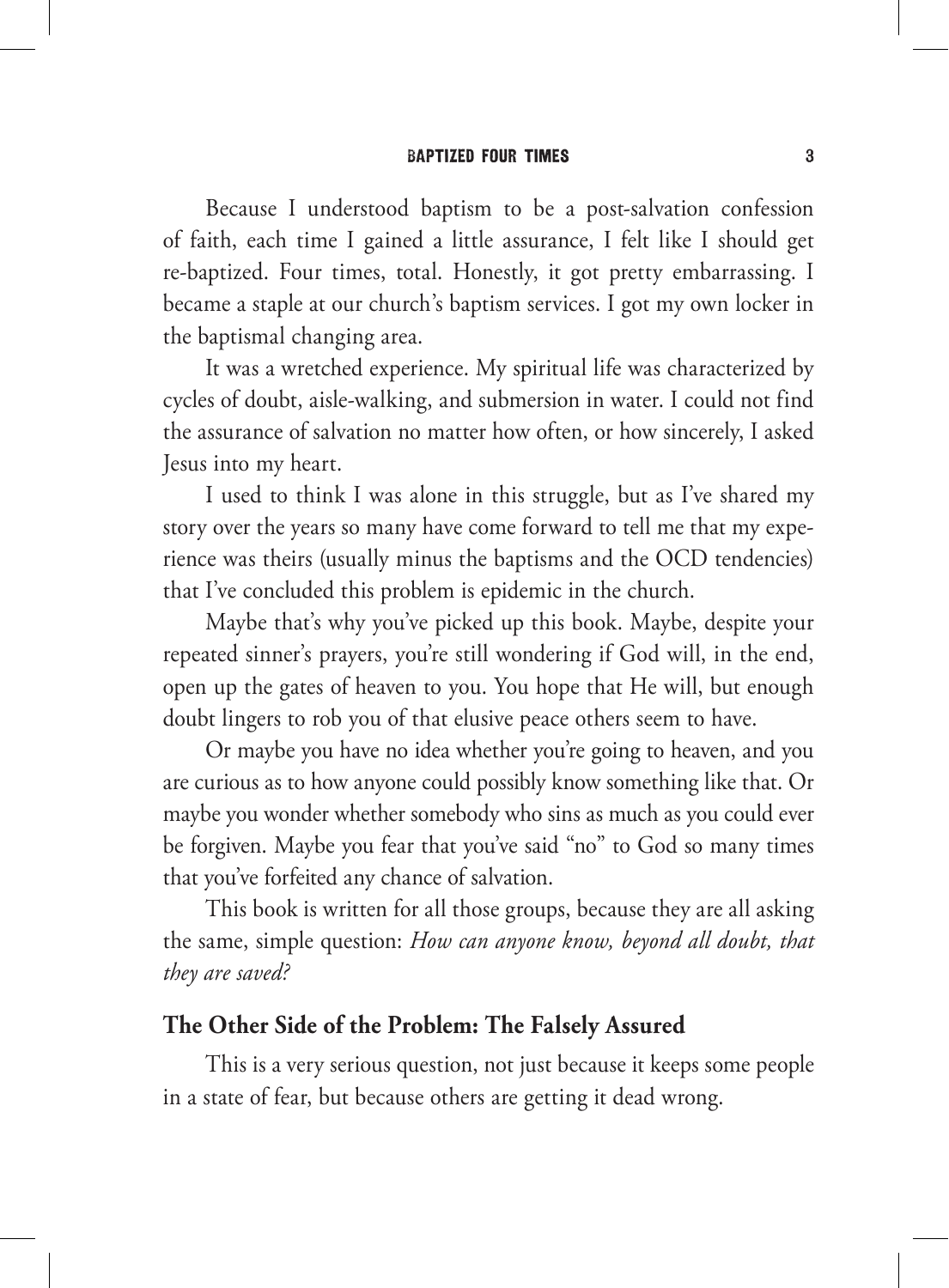Because I understood baptism to be a post-salvation confession of faith, each time I gained a little assurance, I felt like I should get re-baptized. Four times, total. Honestly, it got pretty embarrassing. I became a staple at our church's baptism services. I got my own locker in the baptismal changing area.

It was a wretched experience. My spiritual life was characterized by cycles of doubt, aisle-walking, and submersion in water. I could not find the assurance of salvation no matter how often, or how sincerely, I asked Jesus into my heart.

I used to think I was alone in this struggle, but as I've shared my story over the years so many have come forward to tell me that my experience was theirs (usually minus the baptisms and the OCD tendencies) that I've concluded this problem is epidemic in the church.

Maybe that's why you've picked up this book. Maybe, despite your repeated sinner's prayers, you're still wondering if God will, in the end, open up the gates of heaven to you. You hope that He will, but enough doubt lingers to rob you of that elusive peace others seem to have.

Or maybe you have no idea whether you're going to heaven, and you are curious as to how anyone could possibly know something like that. Or maybe you wonder whether somebody who sins as much as you could ever be forgiven. Maybe you fear that you've said "no" to God so many times that you've forfeited any chance of salvation.

This book is written for all those groups, because they are all asking the same, simple question: *How can anyone know, beyond all doubt, that they are saved?*

## The Other Side of the Problem: The Falsely Assured

This is a very serious question, not just because it keeps some people in a state of fear, but because others are getting it dead wrong.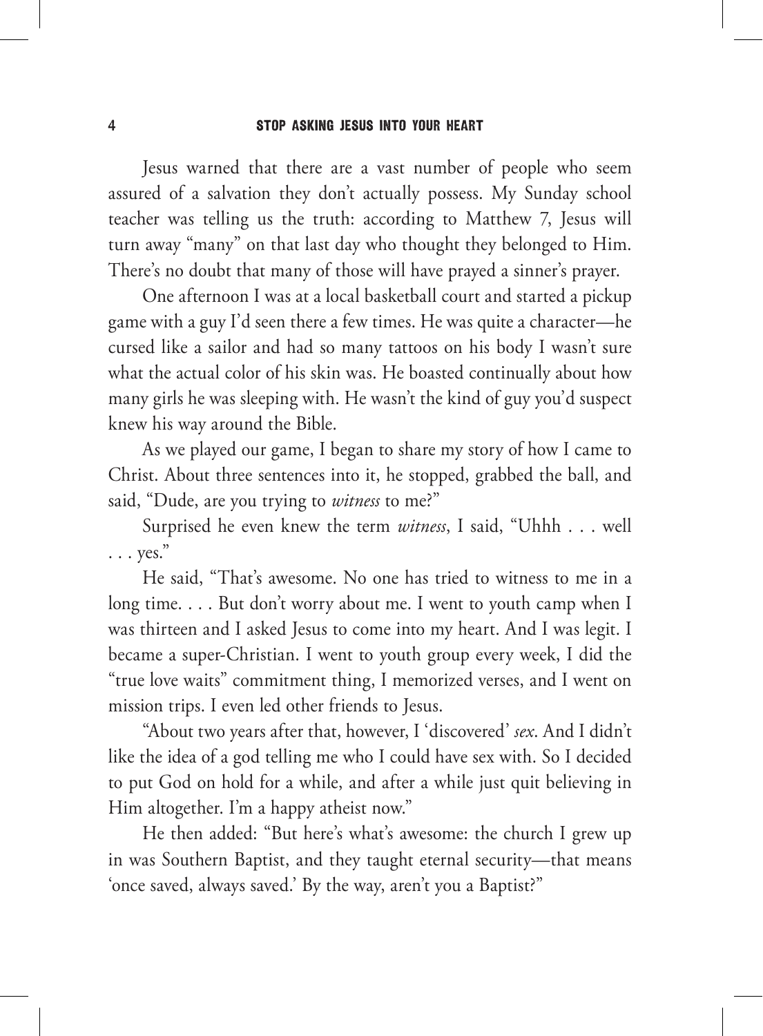Jesus warned that there are a vast number of people who seem assured of a salvation they don't actually possess. My Sunday school teacher was telling us the truth: according to Matthew 7, Jesus will turn away "many" on that last day who thought they belonged to Him. There's no doubt that many of those will have prayed a sinner's prayer.

One afternoon I was at a local basketball court and started a pickup game with a guy I'd seen there a few times. He was quite a character—he cursed like a sailor and had so many tattoos on his body I wasn't sure what the actual color of his skin was. He boasted continually about how many girls he was sleeping with. He wasn't the kind of guy you'd suspect knew his way around the Bible.

As we played our game, I began to share my story of how I came to Christ. About three sentences into it, he stopped, grabbed the ball, and said, "Dude, are you trying to *witness* to me?"

Surprised he even knew the term *witness*, I said, "Uhhh . . . well . . . yes."

He said, "That's awesome. No one has tried to witness to me in a long time. . . . But don't worry about me. I went to youth camp when I was thirteen and I asked Jesus to come into my heart. And I was legit. I became a super-Christian. I went to youth group every week, I did the "true love waits" commitment thing, I memorized verses, and I went on mission trips. I even led other friends to Jesus.

"About two years after that, however, I 'discovered' *sex*. And I didn't like the idea of a god telling me who I could have sex with. So I decided to put God on hold for a while, and after a while just quit believing in Him altogether. I'm a happy atheist now."

He then added: "But here's what's awesome: the church I grew up in was Southern Baptist, and they taught eternal security—that means 'once saved, always saved.' By the way, aren't you a Baptist?"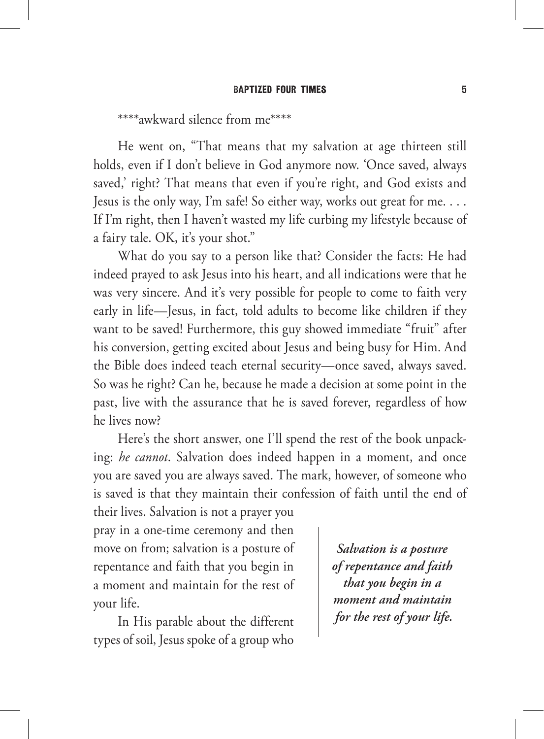****awkward silence from me****

He went on, "That means that my salvation at age thirteen still holds, even if I don't believe in God anymore now. 'Once saved, always saved,' right? That means that even if you're right, and God exists and Jesus is the only way, I'm safe! So either way, works out great for me. . . . If I'm right, then I haven't wasted my life curbing my lifestyle because of a fairy tale. OK, it's your shot."

What do you say to a person like that? Consider the facts: He had indeed prayed to ask Jesus into his heart, and all indications were that he was very sincere. And it's very possible for people to come to faith very early in life—Jesus, in fact, told adults to become like children if they want to be saved! Furthermore, this guy showed immediate "fruit" after his conversion, getting excited about Jesus and being busy for Him. And the Bible does indeed teach eternal security—once saved, always saved. So was he right? Can he, because he made a decision at some point in the past, live with the assurance that he is saved forever, regardless of how he lives now?

Here's the short answer, one I'll spend the rest of the book unpacking: *he cannot*. Salvation does indeed happen in a moment, and once you are saved you are always saved. The mark, however, of someone who is saved is that they maintain their confession of faith until the end of their lives. Salvation is not a prayer you pray in a one-time ceremony and then move on from; salvation is a posture of repentance and faith that you begin in a moment and maintain for the rest of your life.

> ***Salvation is a posture of repentance and faith that you begin in a moment and maintain for the rest of your life.***

In His parable about the different types of soil, Jesus spoke of a group who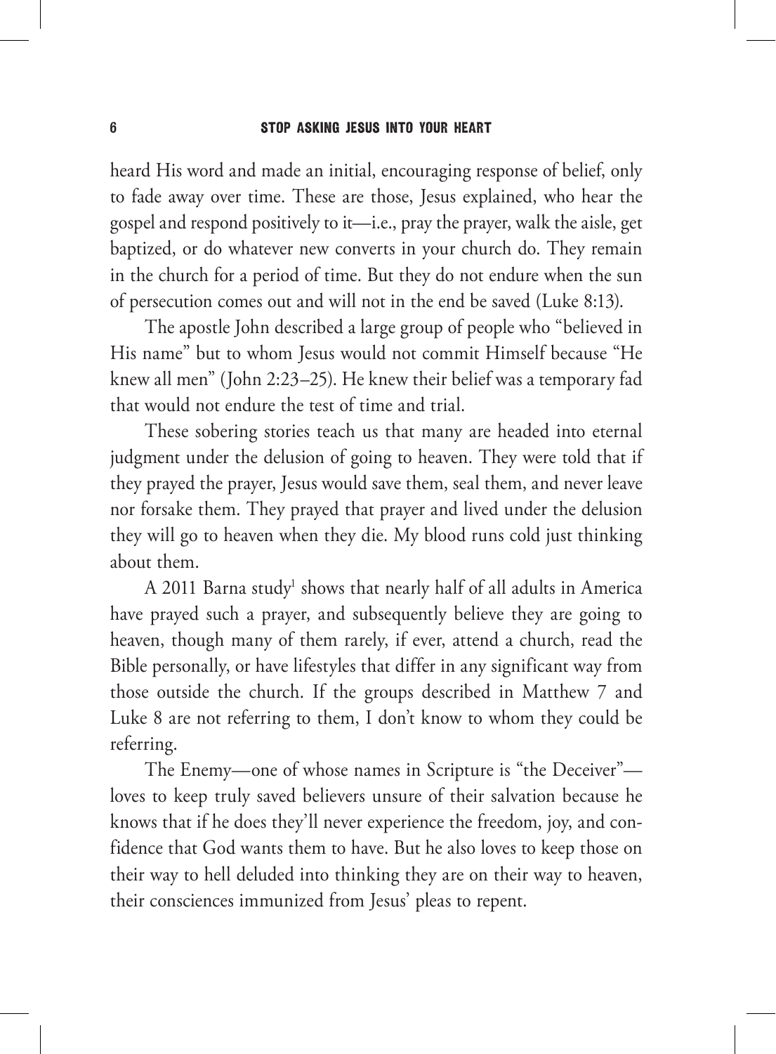heard His word and made an initial, encouraging response of belief, only to fade away over time. These are those, Jesus explained, who hear the gospel and respond positively to it—i.e., pray the prayer, walk the aisle, get baptized, or do whatever new converts in your church do. They remain in the church for a period of time. But they do not endure when the sun of persecution comes out and will not in the end be saved (Luke 8:13).

The apostle John described a large group of people who "believed in His name" but to whom Jesus would not commit Himself because "He knew all men" (John 2:23–25). He knew their belief was a temporary fad that would not endure the test of time and trial.

These sobering stories teach us that many are headed into eternal judgment under the delusion of going to heaven. They were told that if they prayed the prayer, Jesus would save them, seal them, and never leave nor forsake them. They prayed that prayer and lived under the delusion they will go to heaven when they die. My blood runs cold just thinking about them.

A 2011 Barna study[1] shows that nearly half of all adults in America have prayed such a prayer, and subsequently believe they are going to heaven, though many of them rarely, if ever, attend a church, read the Bible personally, or have lifestyles that differ in any significant way from those outside the church. If the groups described in Matthew 7 and Luke 8 are not referring to them, I don't know to whom they could be referring.

The Enemy—one of whose names in Scripture is "the Deceiver"—loves to keep truly saved believers unsure of their salvation because he knows that if he does they'll never experience the freedom, joy, and confidence that God wants them to have. But he also loves to keep those on their way to hell deluded into thinking they are on their way to heaven, their consciences immunized from Jesus' pleas to repent.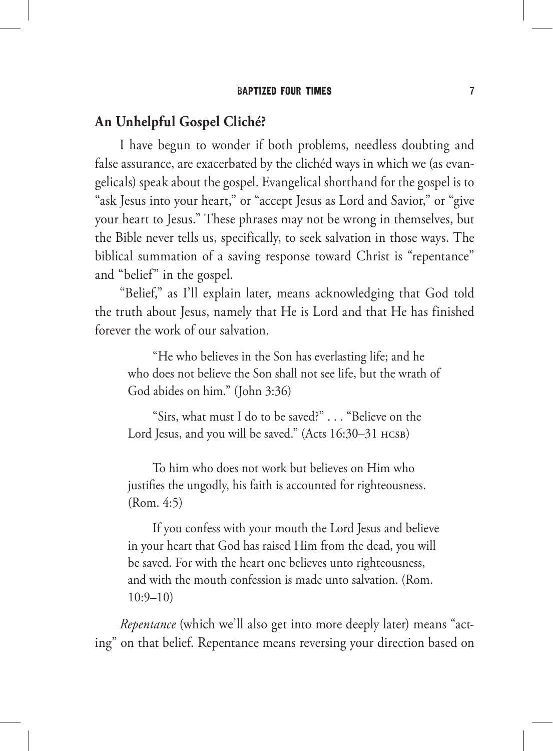## An Unhelpful Gospel Cliché?

I have begun to wonder if both problems, needless doubting and false assurance, are exacerbated by the clichéd ways in which we (as evangelicals) speak about the gospel. Evangelical shorthand for the gospel is to "ask Jesus into your heart," or "accept Jesus as Lord and Savior," or "give your heart to Jesus." These phrases may not be wrong in themselves, but the Bible never tells us, specifically, to seek salvation in those ways. The biblical summation of a saving response toward Christ is "repentance" and "belief" in the gospel.

"Belief," as I'll explain later, means acknowledging that God told the truth about Jesus, namely that He is Lord and that He has finished forever the work of our salvation.

> "He who believes in the Son has everlasting life; and he who does not believe the Son shall not see life, but the wrath of God abides on him." (John 3:36)

> "Sirs, what must I do to be saved?" . . . "Believe on the Lord Jesus, and you will be saved." (Acts 16:30–31 HCSB)

> To him who does not work but believes on Him who justifies the ungodly, his faith is accounted for righteousness. (Rom. 4:5)

> If you confess with your mouth the Lord Jesus and believe in your heart that God has raised Him from the dead, you will be saved. For with the heart one believes unto righteousness, and with the mouth confession is made unto salvation. (Rom. 10:9–10)

*Repentance* (which we'll also get into more deeply later) means "acting" on that belief. Repentance means reversing your direction based on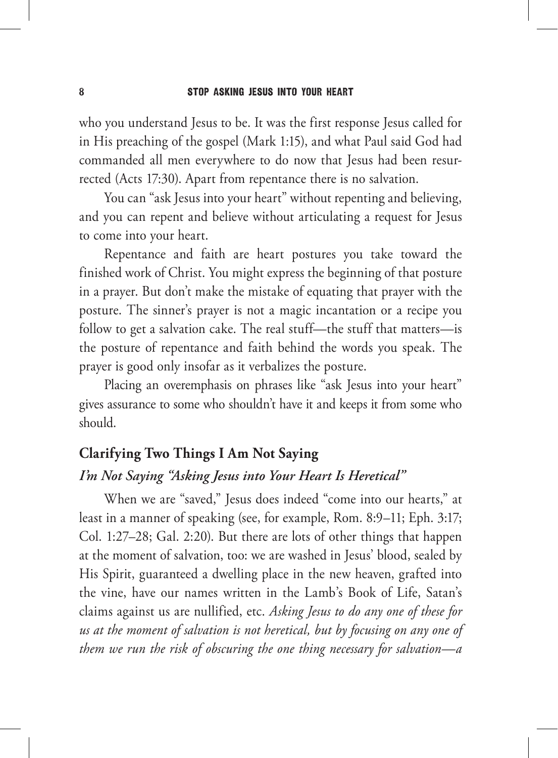who you understand Jesus to be. It was the first response Jesus called for in His preaching of the gospel (Mark 1:15), and what Paul said God had commanded all men everywhere to do now that Jesus had been resurrected (Acts 17:30). Apart from repentance there is no salvation.

You can "ask Jesus into your heart" without repenting and believing, and you can repent and believe without articulating a request for Jesus to come into your heart.

Repentance and faith are heart postures you take toward the finished work of Christ. You might express the beginning of that posture in a prayer. But don't make the mistake of equating that prayer with the posture. The sinner's prayer is not a magic incantation or a recipe you follow to get a salvation cake. The real stuff—the stuff that matters—is the posture of repentance and faith behind the words you speak. The prayer is good only insofar as it verbalizes the posture.

Placing an overemphasis on phrases like "ask Jesus into your heart" gives assurance to some who shouldn't have it and keeps it from some who should.

## Clarifying Two Things I Am Not Saying

### *I'm Not Saying "Asking Jesus into Your Heart Is Heretical"*

When we are "saved," Jesus does indeed "come into our hearts," at least in a manner of speaking (see, for example, Rom. 8:9–11; Eph. 3:17; Col. 1:27–28; Gal. 2:20). But there are lots of other things that happen at the moment of salvation, too: we are washed in Jesus' blood, sealed by His Spirit, guaranteed a dwelling place in the new heaven, grafted into the vine, have our names written in the Lamb's Book of Life, Satan's claims against us are nullified, etc. *Asking Jesus to do any one of these for us at the moment of salvation is not heretical, but by focusing on any one of them we run the risk of obscuring the one thing necessary for salvation—a*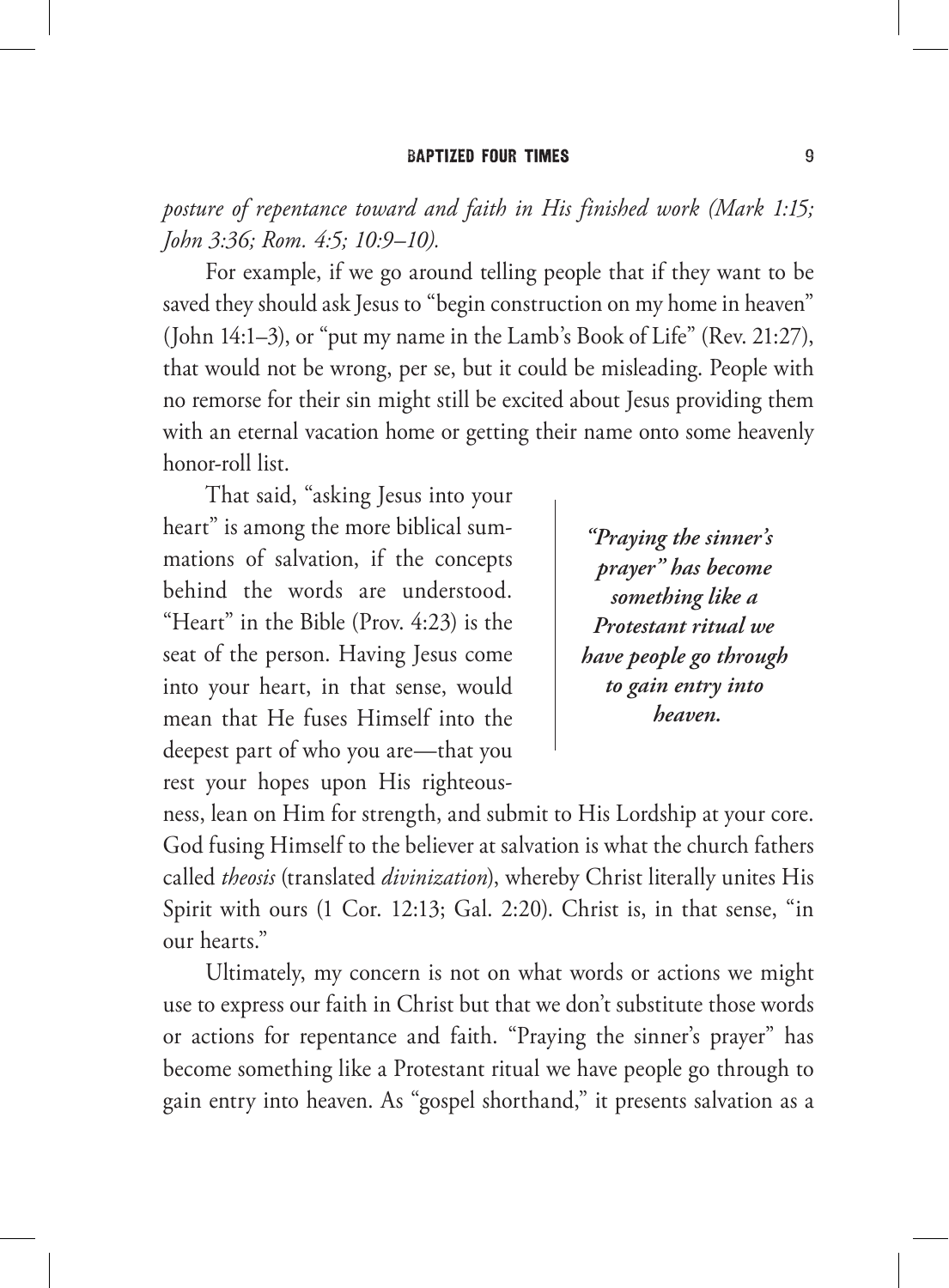*posture of repentance toward and faith in His finished work (Mark 1:15; John 3:36; Rom. 4:5; 10:9–10).*

For example, if we go around telling people that if they want to be saved they should ask Jesus to "begin construction on my home in heaven" (John 14:1–3), or "put my name in the Lamb's Book of Life" (Rev. 21:27), that would not be wrong, per se, but it could be misleading. People with no remorse for their sin might still be excited about Jesus providing them with an eternal vacation home or getting their name onto some heavenly honor-roll list.

That said, "asking Jesus into your heart" is among the more biblical summations of salvation, if the concepts behind the words are understood. "Heart" in the Bible (Prov. 4:23) is the seat of the person. Having Jesus come into your heart, in that sense, would mean that He fuses Himself into the deepest part of who you are—that you rest your hopes upon His righteousness, lean on Him for strength, and submit to His Lordship at your core. God fusing Himself to the believer at salvation is what the church fathers called *theosis* (translated *divinization*), whereby Christ literally unites His Spirit with ours (1 Cor. 12:13; Gal. 2:20). Christ is, in that sense, "in our hearts."

> ***"Praying the sinner's prayer" has become something like a Protestant ritual we have people go through to gain entry into heaven.***

Ultimately, my concern is not on what words or actions we might use to express our faith in Christ but that we don't substitute those words or actions for repentance and faith. "Praying the sinner's prayer" has become something like a Protestant ritual we have people go through to gain entry into heaven. As "gospel shorthand," it presents salvation as a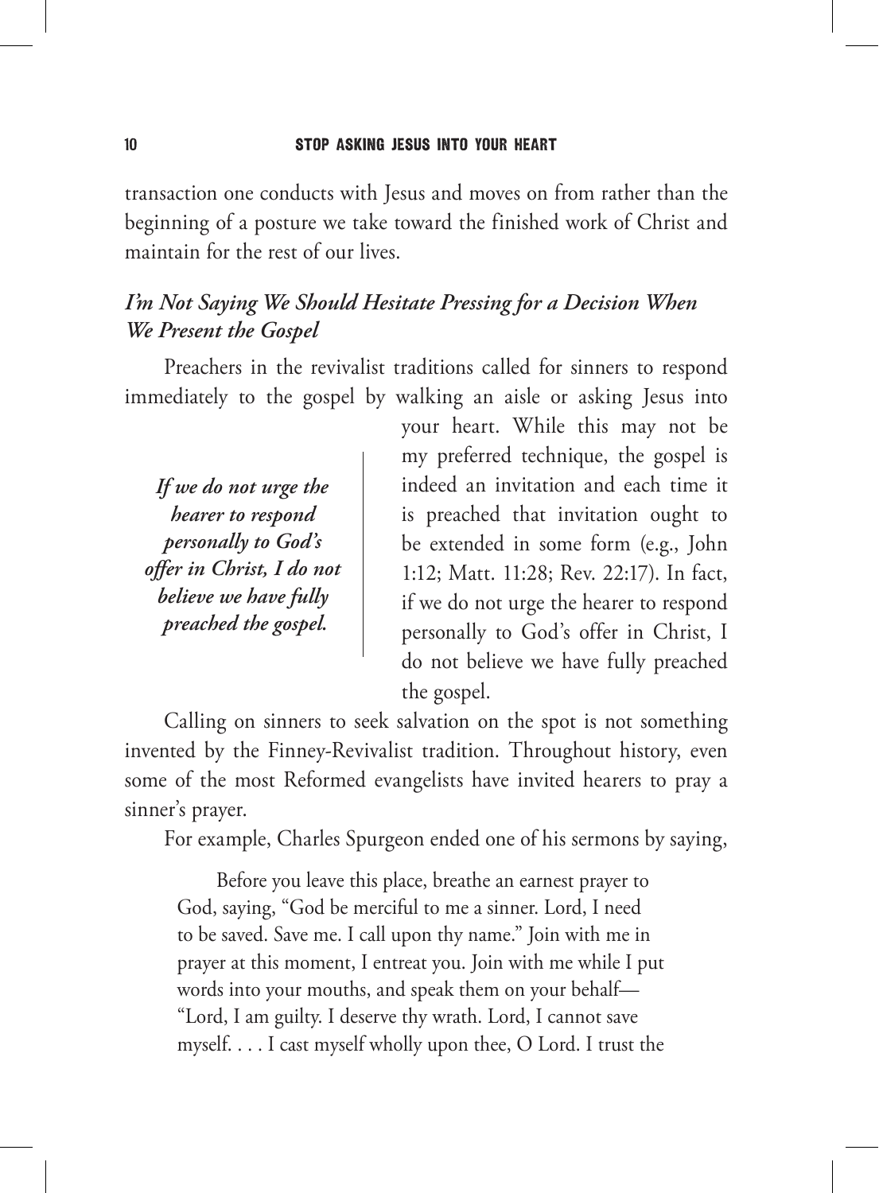transaction one conducts with Jesus and moves on from rather than the beginning of a posture we take toward the finished work of Christ and maintain for the rest of our lives.

### *I'm Not Saying We Should Hesitate Pressing for a Decision When We Present the Gospel*

Preachers in the revivalist traditions called for sinners to respond immediately to the gospel by walking an aisle or asking Jesus into your heart. While this may not be my preferred technique, the gospel is indeed an invitation and each time it is preached that invitation ought to be extended in some form (e.g., John 1:12; Matt. 11:28; Rev. 22:17). In fact, if we do not urge the hearer to respond personally to God's offer in Christ, I do not believe we have fully preached the gospel.

> ***If we do not urge the hearer to respond personally to God's offer in Christ, I do not believe we have fully preached the gospel.***

Calling on sinners to seek salvation on the spot is not something invented by the Finney-Revivalist tradition. Throughout history, even some of the most Reformed evangelists have invited hearers to pray a sinner's prayer.

For example, Charles Spurgeon ended one of his sermons by saying,

> Before you leave this place, breathe an earnest prayer to God, saying, "God be merciful to me a sinner. Lord, I need to be saved. Save me. I call upon thy name." Join with me in prayer at this moment, I entreat you. Join with me while I put words into your mouths, and speak them on your behalf— "Lord, I am guilty. I deserve thy wrath. Lord, I cannot save myself. . . . I cast myself wholly upon thee, O Lord. I trust the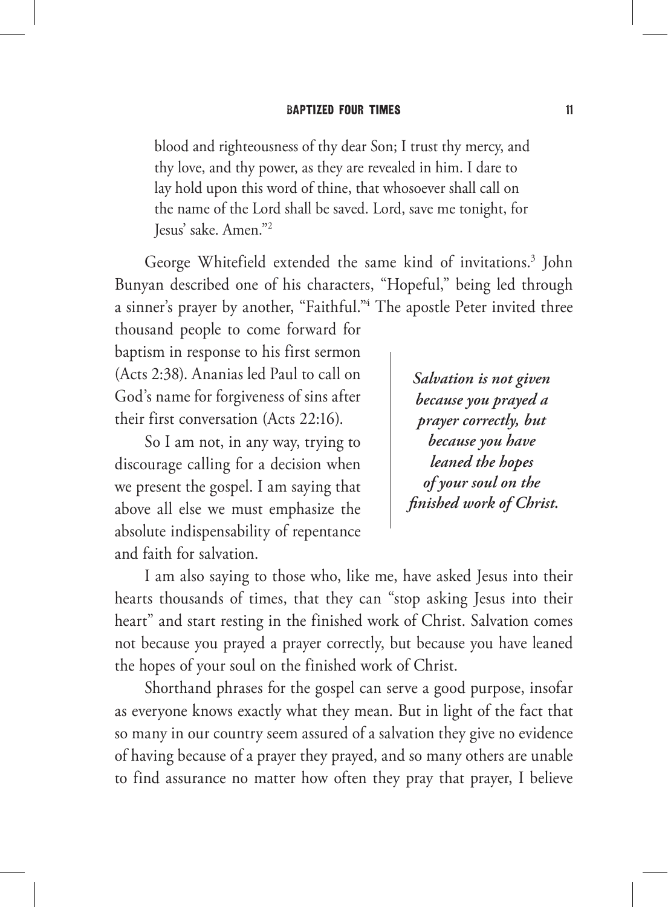> blood and righteousness of thy dear Son; I trust thy mercy, and thy love, and thy power, as they are revealed in him. I dare to lay hold upon this word of thine, that whosoever shall call on the name of the Lord shall be saved. Lord, save me tonight, for Jesus' sake. Amen."[2]

George Whitefield extended the same kind of invitations.[3] John Bunyan described one of his characters, "Hopeful," being led through a sinner's prayer by another, "Faithful."[4] The apostle Peter invited three thousand people to come forward for baptism in response to his first sermon (Acts 2:38). Ananias led Paul to call on God's name for forgiveness of sins after their first conversation (Acts 22:16).

So I am not, in any way, trying to discourage calling for a decision when we present the gospel. I am saying that above all else we must emphasize the absolute indispensability of repentance and faith for salvation.

> ***Salvation is not given because you prayed a prayer correctly, but because you have leaned the hopes of your soul on the finished work of Christ.***

I am also saying to those who, like me, have asked Jesus into their hearts thousands of times, that they can "stop asking Jesus into their heart" and start resting in the finished work of Christ. Salvation comes not because you prayed a prayer correctly, but because you have leaned the hopes of your soul on the finished work of Christ.

Shorthand phrases for the gospel can serve a good purpose, insofar as everyone knows exactly what they mean. But in light of the fact that so many in our country seem assured of a salvation they give no evidence of having because of a prayer they prayed, and so many others are unable to find assurance no matter how often they pray that prayer, I believe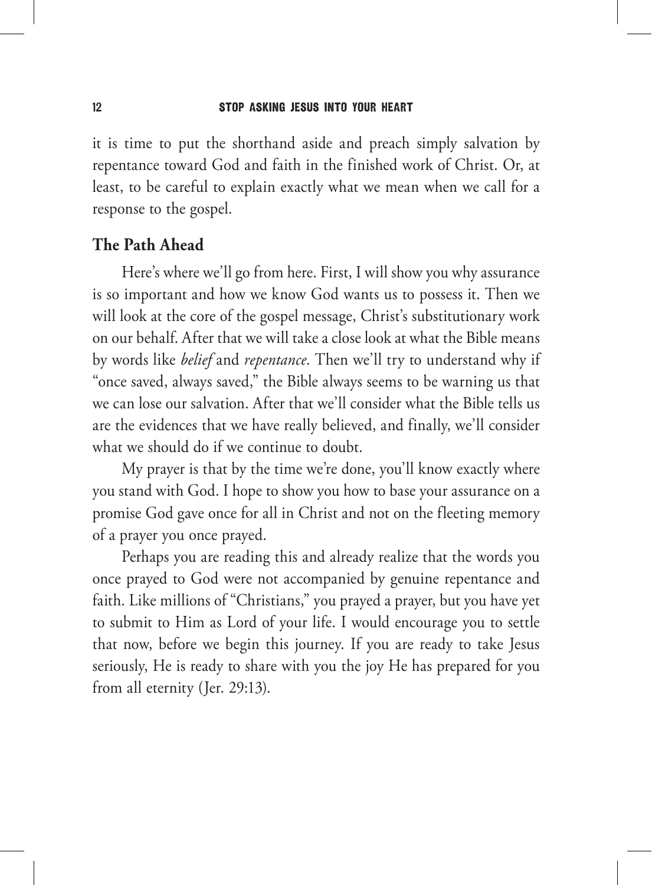it is time to put the shorthand aside and preach simply salvation by repentance toward God and faith in the finished work of Christ. Or, at least, to be careful to explain exactly what we mean when we call for a response to the gospel.

## The Path Ahead

Here's where we'll go from here. First, I will show you why assurance is so important and how we know God wants us to possess it. Then we will look at the core of the gospel message, Christ's substitutionary work on our behalf. After that we will take a close look at what the Bible means by words like *belief* and *repentance*. Then we'll try to understand why if "once saved, always saved," the Bible always seems to be warning us that we can lose our salvation. After that we'll consider what the Bible tells us are the evidences that we have really believed, and finally, we'll consider what we should do if we continue to doubt.

My prayer is that by the time we're done, you'll know exactly where you stand with God. I hope to show you how to base your assurance on a promise God gave once for all in Christ and not on the fleeting memory of a prayer you once prayed.

Perhaps you are reading this and already realize that the words you once prayed to God were not accompanied by genuine repentance and faith. Like millions of "Christians," you prayed a prayer, but you have yet to submit to Him as Lord of your life. I would encourage you to settle that now, before we begin this journey. If you are ready to take Jesus seriously, He is ready to share with you the joy He has prepared for you from all eternity (Jer. 29:13).